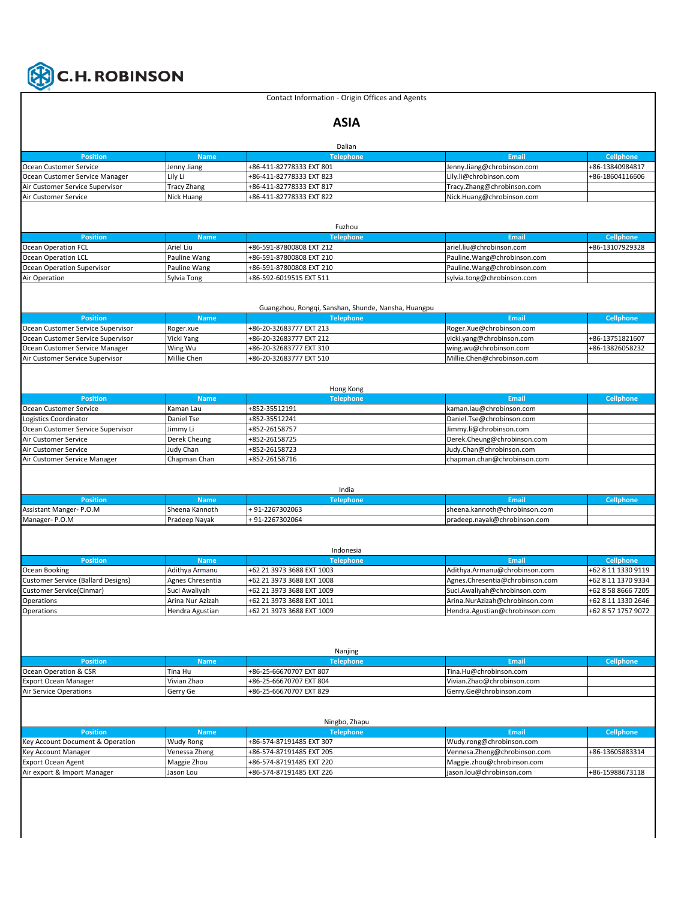C.H. ROBINSON

Contact Information - Origin Offices and Agents

# ASIA

### Dalian

| Position | Name | Telephone | Email | Cellphone |
|---|---|---|---|---|
| Ocean Customer Service | Jenny Jiang | +86-411-82778333 EXT 801 | Jenny.Jiang@chrobinson.com | +86-13840984817 |
| Ocean Customer Service Manager | Lily Li | +86-411-82778333 EXT 823 | Lily.li@chrobinson.com | +86-18604116606 |
| Air Customer Service Supervisor | Tracy Zhang | +86-411-82778333 EXT 817 | Tracy.Zhang@chrobinson.com | |
| Air Customer Service | Nick Huang | +86-411-82778333 EXT 822 | Nick.Huang@chrobinson.com | |

### Fuzhou

| Position | Name | Telephone | Email | Cellphone |
|---|---|---|---|---|
| Ocean Operation FCL | Ariel Liu | +86-591-87800808 EXT 212 | ariel.liu@chrobinson.com | +86-13107929328 |
| Ocean Operation LCL | Pauline Wang | +86-591-87800808 EXT 210 | Pauline.Wang@chrobinson.com | |
| Ocean Operation Supervisor | Pauline Wang | +86-591-87800808 EXT 210 | Pauline.Wang@chrobinson.com | |
| Air Operation | Sylvia Tong | +86-592-6019515 EXT 511 | sylvia.tong@chrobinson.com | |

### Guangzhou, Rongqi, Sanshan, Shunde, Nansha, Huangpu

| Position | Name | Telephone | Email | Cellphone |
|---|---|---|---|---|
| Ocean Customer Service Supervisor | Roger.xue | +86-20-32683777 EXT 213 | Roger.Xue@chrobinson.com | |
| Ocean Customer Service Supervisor | Vicki Yang | +86-20-32683777 EXT 212 | vicki.yang@chrobinson.com | +86-13751821607 |
| Ocean Customer Service Manager | Wing Wu | +86-20-32683777 EXT 310 | wing.wu@chrobinson.com | +86-13826058232 |
| Air Customer Service Supervisor | Millie Chen | +86-20-32683777 EXT 510 | Millie.Chen@chrobinson.com | |

### Hong Kong

| Position | Name | Telephone | Email | Cellphone |
|---|---|---|---|---|
| Ocean Customer Service | Kaman Lau | +852-35512191 | kaman.lau@chrobinson.com | |
| Logistics Coordinator | Daniel Tse | +852-35512241 | Daniel.Tse@chrobinson.com | |
| Ocean Customer Service Supervisor | Jimmy Li | +852-26158757 | Jimmy.li@chrobinson.com | |
| Air Customer Service | Derek Cheung | +852-26158725 | Derek.Cheung@chrobinson.com | |
| Air Customer Service | Judy Chan | +852-26158723 | Judy.Chan@chrobinson.com | |
| Air Customer Service Manager | Chapman Chan | +852-26158716 | chapman.chan@chrobinson.com | |

### India

| Position | Name | Telephone | Email | Cellphone |
|---|---|---|---|---|
| Assistant Manger- P.O.M | Sheena Kannoth | + 91-2267302063 | sheena.kannoth@chrobinson.com | |
| Manager- P.O.M | Pradeep Nayak | + 91-2267302064 | pradeep.nayak@chrobinson.com | |

### Indonesia

| Position | Name | Telephone | Email | Cellphone |
|---|---|---|---|---|
| Ocean Booking | Adithya Armanu | +62 21 3973 3688 EXT 1003 | Adithya.Armanu@chrobinson.com | +62 8 11 1330 9119 |
| Customer Service (Ballard Designs) | Agnes Chresentia | +62 21 3973 3688 EXT 1008 | Agnes.Chresentia@chrobinson.com | +62 8 11 1370 9334 |
| Customer Service(Cinmar) | Suci Awaliyah | +62 21 3973 3688 EXT 1009 | Suci.Awaliyah@chrobinson.com | +62 8 58 8666 7205 |
| Operations | Arina Nur Azizah | +62 21 3973 3688 EXT 1011 | Arina.NurAzizah@chrobinson.com | +62 8 11 1330 2646 |
| Operations | Hendra Agustian | +62 21 3973 3688 EXT 1009 | Hendra.Agustian@chrobinson.com | +62 8 57 1757 9072 |

### Nanjing

| Position | Name | Telephone | Email | Cellphone |
|---|---|---|---|---|
| Ocean Operation & CSR | Tina Hu | +86-25-66670707 EXT 807 | Tina.Hu@chrobinson.com | |
| Export Ocean Manager | Vivian Zhao | +86-25-66670707 EXT 804 | Vivian.Zhao@chrobinson.com | |
| Air Service Operations | Gerry Ge | +86-25-66670707 EXT 829 | Gerry.Ge@chrobinson.com | |

### Ningbo, Zhapu

| Position | Name | Telephone | Email | Cellphone |
|---|---|---|---|---|
| Key Account Document & Operation | Wudy Rong | +86-574-87191485 EXT 307 | Wudy.rong@chrobinson.com | |
| Key Account Manager | Venessa Zheng | +86-574-87191485 EXT 205 | Vennesa.Zheng@chrobinson.com | +86-13605883314 |
| Export Ocean Agent | Maggie Zhou | +86-574-87191485 EXT 220 | Maggie.zhou@chrobinson.com | |
| Air export & Import Manager | Jason Lou | +86-574-87191485 EXT 226 | jason.lou@chrobinson.com | +86-15988673118 |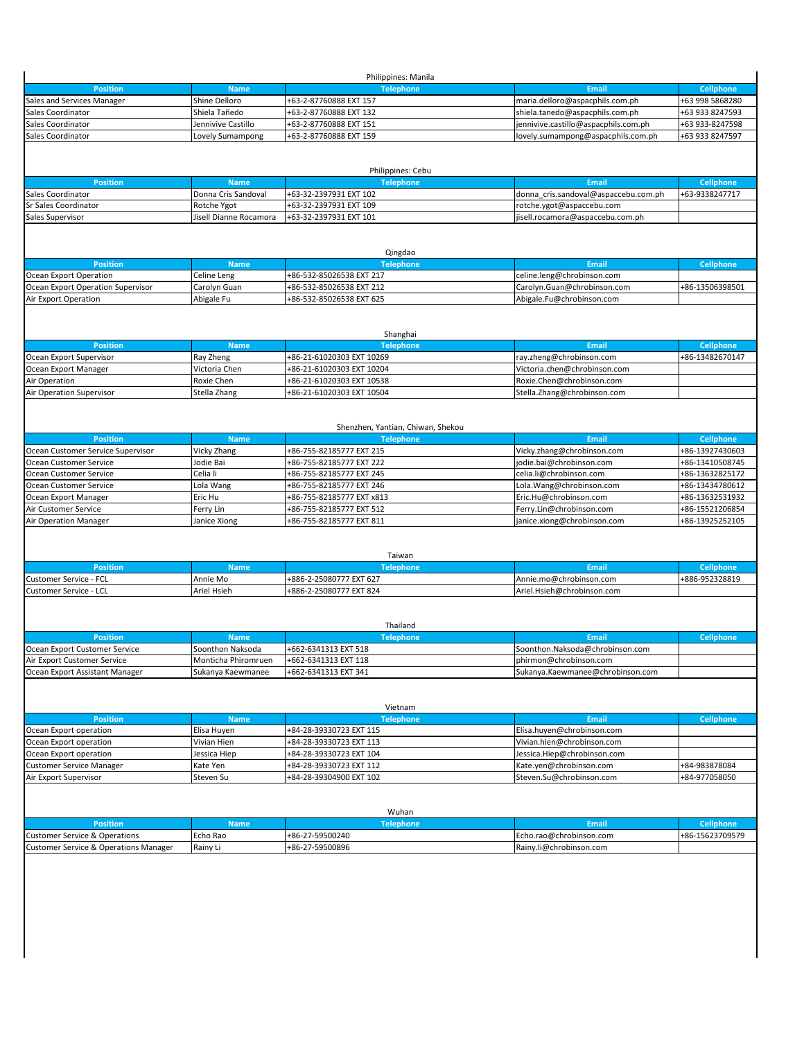## Philippines: Manila

| Position | Name | Telephone | Email | Cellphone |
|---|---|---|---|---|
| Sales and Services Manager | Shine Delloro | +63-2-87760888 EXT 157 | maria.delloro@aspacphils.com.ph | +63 998 5868280 |
| Sales Coordinator | Shiela Tañedo | +63-2-87760888 EXT 132 | shiela.tanedo@aspacphils.com.ph | +63 933 8247593 |
| Sales Coordinator | Jennivive Castillo | +63-2-87760888 EXT 151 | jennivive.castillo@aspacphils.com.ph | +63 933-8247598 |
| Sales Coordinator | Lovely Sumampong | +63-2-87760888 EXT 159 | lovely.sumampong@aspacphils.com.ph | +63 933 8247597 |

## Philippines: Cebu

| Position | Name | Telephone | Email | Cellphone |
|---|---|---|---|---|
| Sales Coordinator | Donna Cris Sandoval | +63-32-2397931 EXT 102 | donna_cris.sandoval@aspaccebu.com.ph | +63-9338247717 |
| Sr Sales Coordinator | Rotche Ygot | +63-32-2397931 EXT 109 | rotche.ygot@aspaccebu.com | |
| Sales Supervisor | Jisell Dianne Rocamora | +63-32-2397931 EXT 101 | jisell.rocamora@aspaccebu.com.ph | |

## Qingdao

| Position | Name | Telephone | Email | Cellphone |
|---|---|---|---|---|
| Ocean Export Operation | Celine Leng | +86-532-85026538 EXT 217 | celine.leng@chrobinson.com | |
| Ocean Export Operation Supervisor | Carolyn Guan | +86-532-85026538 EXT 212 | Carolyn.Guan@chrobinson.com | +86-13506398501 |
| Air Export Operation | Abigale Fu | +86-532-85026538 EXT 625 | Abigale.Fu@chrobinson.com | |

## Shanghai

| Position | Name | Telephone | Email | Cellphone |
|---|---|---|---|---|
| Ocean Export Supervisor | Ray Zheng | +86-21-61020303 EXT 10269 | ray.zheng@chrobinson.com | +86-13482670147 |
| Ocean Export Manager | Victoria Chen | +86-21-61020303 EXT 10204 | Victoria.chen@chrobinson.com | |
| Air Operation | Roxie Chen | +86-21-61020303 EXT 10538 | Roxie.Chen@chrobinson.com | |
| Air Operation Supervisor | Stella Zhang | +86-21-61020303 EXT 10504 | Stella.Zhang@chrobinson.com | |

## Shenzhen, Yantian, Chiwan, Shekou

| Position | Name | Telephone | Email | Cellphone |
|---|---|---|---|---|
| Ocean Customer Service Supervisor | Vicky Zhang | +86-755-82185777 EXT 215 | Vicky.zhang@chrobinson.com | +86-13927430603 |
| Ocean Customer Service | Jodie Bai | +86-755-82185777 EXT 222 | jodie.bai@chrobinson.com | +86-13410508745 |
| Ocean Customer Service | Celia li | +86-755-82185777 EXT 245 | celia.li@chrobinson.com | +86-13632825172 |
| Ocean Customer Service | Lola Wang | +86-755-82185777 EXT 246 | Lola.Wang@chrobinson.com | +86-13434780612 |
| Ocean Export Manager | Eric Hu | +86-755-82185777 EXT x813 | Eric.Hu@chrobinson.com | +86-13632531932 |
| Air Customer Service | Ferry Lin | +86-755-82185777 EXT 512 | Ferry.Lin@chrobinson.com | +86-15521206854 |
| Air Operation Manager | Janice Xiong | +86-755-82185777 EXT 811 | janice.xiong@chrobinson.com | +86-13925252105 |

## Taiwan

| Position | Name | Telephone | Email | Cellphone |
|---|---|---|---|---|
| Customer Service - FCL | Annie Mo | +886-2-25080777 EXT 627 | Annie.mo@chrobinson.com | +886-952328819 |
| Customer Service - LCL | Ariel Hsieh | +886-2-25080777 EXT 824 | Ariel.Hsieh@chrobinson.com | |

## Thailand

| Position | Name | Telephone | Email | Cellphone |
|---|---|---|---|---|
| Ocean Export Customer Service | Soonthon Naksoda | +662-6341313 EXT 518 | Soonthon.Naksoda@chrobinson.com | |
| Air Export Customer Service | Monticha Phiromruen | +662-6341313 EXT 118 | phirmon@chrobinson.com | |
| Ocean Export Assistant Manager | Sukanya Kaewmanee | +662-6341313 EXT 341 | Sukanya.Kaewmanee@chrobinson.com | |

## Vietnam

| Position | Name | Telephone | Email | Cellphone |
|---|---|---|---|---|
| Ocean Export operation | Elisa Huyen | +84-28-39330723 EXT 115 | Elisa.huyen@chrobinson.com | |
| Ocean Export operation | Vivian Hien | +84-28-39330723 EXT 113 | Vivian.hien@chrobinson.com | |
| Ocean Export operation | Jessica Hiep | +84-28-39330723 EXT 104 | Jessica.Hiep@chrobinson.com | |
| Customer Service Manager | Kate Yen | +84-28-39330723 EXT 112 | Kate.yen@chrobinson.com | +84-983878084 |
| Air Export Supervisor | Steven Su | +84-28-39304900 EXT 102 | Steven.Su@chrobinson.com | +84-977058050 |

## Wuhan

| Position | Name | Telephone | Email | Cellphone |
|---|---|---|---|---|
| Customer Service & Operations | Echo Rao | +86-27-59500240 | Echo.rao@chrobinson.com | +86-15623709579 |
| Customer Service & Operations Manager | Rainy Li | +86-27-59500896 | Rainy.li@chrobinson.com | |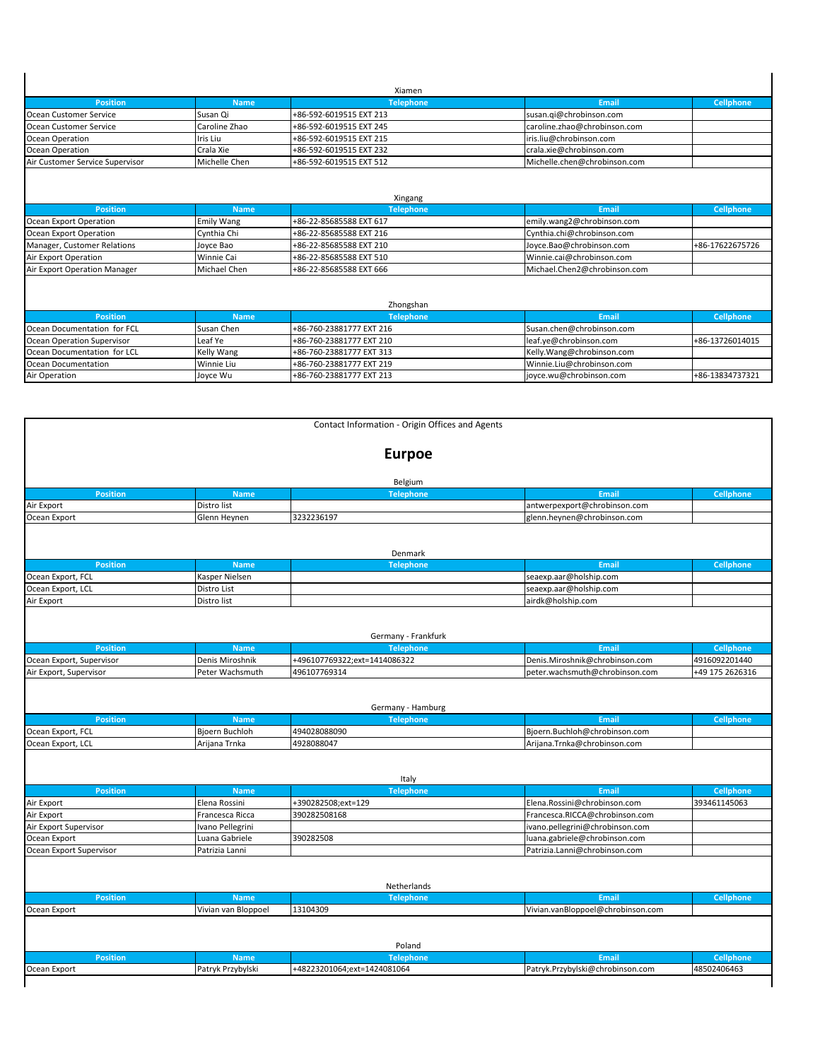### Xiamen

| Position | Name | Telephone | Email | Cellphone |
|---|---|---|---|---|
| Ocean Customer Service | Susan Qi | +86-592-6019515 EXT 213 | susan.qi@chrobinson.com | |
| Ocean Customer Service | Caroline Zhao | +86-592-6019515 EXT 245 | caroline.zhao@chrobinson.com | |
| Ocean Operation | Iris Liu | +86-592-6019515 EXT 215 | iris.liu@chrobinson.com | |
| Ocean Operation | Crala Xie | +86-592-6019515 EXT 232 | crala.xie@chrobinson.com | |
| Air Customer Service Supervisor | Michelle Chen | +86-592-6019515 EXT 512 | Michelle.chen@chrobinson.com | |

### Xingang

| Position | Name | Telephone | Email | Cellphone |
|---|---|---|---|---|
| Ocean Export Operation | Emily Wang | +86-22-85685588 EXT 617 | emily.wang2@chrobinson.com | |
| Ocean Export Operation | Cynthia Chi | +86-22-85685588 EXT 216 | Cynthia.chi@chrobinson.com | |
| Manager, Customer Relations | Joyce Bao | +86-22-85685588 EXT 210 | Joyce.Bao@chrobinson.com | +86-17622675726 |
| Air Export Operation | Winnie Cai | +86-22-85685588 EXT 510 | Winnie.cai@chrobinson.com | |
| Air Export Operation Manager | Michael Chen | +86-22-85685588 EXT 666 | Michael.Chen2@chrobinson.com | |

### Zhongshan

| Position | Name | Telephone | Email | Cellphone |
|---|---|---|---|---|
| Ocean Documentation for FCL | Susan Chen | +86-760-23881777 EXT 216 | Susan.chen@chrobinson.com | |
| Ocean Operation Supervisor | Leaf Ye | +86-760-23881777 EXT 210 | leaf.ye@chrobinson.com | +86-13726014015 |
| Ocean Documentation for LCL | Kelly Wang | +86-760-23881777 EXT 313 | Kelly.Wang@chrobinson.com | |
| Ocean Documentation | Winnie Liu | +86-760-23881777 EXT 219 | Winnie.Liu@chrobinson.com | |
| Air Operation | Joyce Wu | +86-760-23881777 EXT 213 | joyce.wu@chrobinson.com | +86-13834737321 |

Contact Information - Origin Offices and Agents

## Eurpoe

### Belgium

| Position | Name | Telephone | Email | Cellphone |
|---|---|---|---|---|
| Air Export | Distro list | | antwerpexport@chrobinson.com | |
| Ocean Export | Glenn Heynen | 3232236197 | glenn.heynen@chrobinson.com | |

### Denmark

| Position | Name | Telephone | Email | Cellphone |
|---|---|---|---|---|
| Ocean Export, FCL | Kasper Nielsen | | seaexp.aar@holship.com | |
| Ocean Export, LCL | Distro List | | seaexp.aar@holship.com | |
| Air Export | Distro list | | airdk@holship.com | |

### Germany - Frankfurk

| Position | Name | Telephone | Email | Cellphone |
|---|---|---|---|---|
| Ocean Export, Supervisor | Denis Miroshnik | +496107769322;ext=1414086322 | Denis.Miroshnik@chrobinson.com | 4916092201440 |
| Air Export, Supervisor | Peter Wachsmuth | 496107769314 | peter.wachsmuth@chrobinson.com | +49 175 2626316 |

### Germany - Hamburg

| Position | Name | Telephone | Email | Cellphone |
|---|---|---|---|---|
| Ocean Export, FCL | Bjoern Buchloh | 494028088090 | Bjoern.Buchloh@chrobinson.com | |
| Ocean Export, LCL | Arijana Trnka | 4928088047 | Arijana.Trnka@chrobinson.com | |

### Italy

| Position | Name | Telephone | Email | Cellphone |
|---|---|---|---|---|
| Air Export | Elena Rossini | +390282508;ext=129 | Elena.Rossini@chrobinson.com | 393461145063 |
| Air Export | Francesca Ricca | 390282508168 | Francesca.RICCA@chrobinson.com | |
| Air Export Supervisor | Ivano Pellegrini | | ivano.pellegrini@chrobinson.com | |
| Ocean Export | Luana Gabriele | 390282508 | luana.gabriele@chrobinson.com | |
| Ocean Export Supervisor | Patrizia Lanni | | Patrizia.Lanni@chrobinson.com | |

### Netherlands

| Position | Name | Telephone | Email | Cellphone |
|---|---|---|---|---|
| Ocean Export | Vivian van Bloppoel | 13104309 | Vivian.vanBloppoel@chrobinson.com | |

### Poland

| Position | Name | Telephone | Email | Cellphone |
|---|---|---|---|---|
| Ocean Export | Patryk Przybylski | +48223201064;ext=1424081064 | Patryk.Przybylski@chrobinson.com | 48502406463 |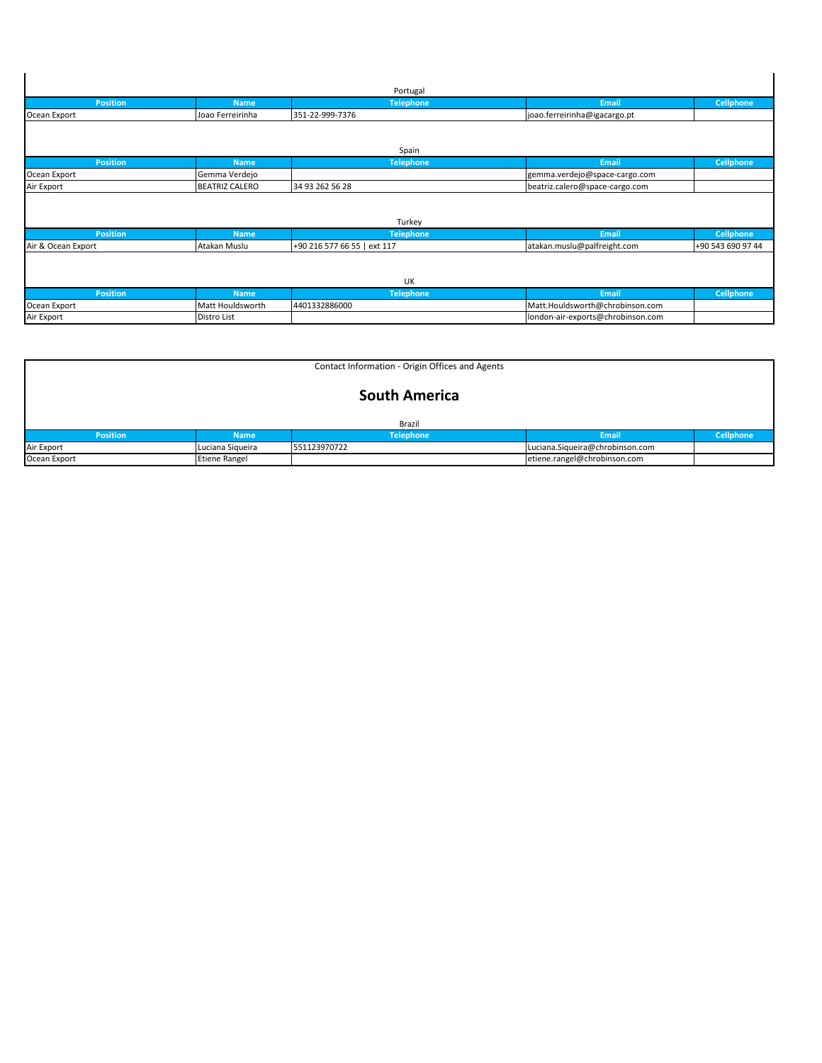Portugal

| Position | Name | Telephone | Email | Cellphone |
|---|---|---|---|---|
| Ocean Export | Joao Ferreirinha | 351-22-999-7376 | joao.ferreirinha@igacargo.pt | |

Spain

| Position | Name | Telephone | Email | Cellphone |
|---|---|---|---|---|
| Ocean Export | Gemma Verdejo | | gemma.verdejo@space-cargo.com | |
| Air Export | BEATRIZ CALERO | 34 93 262 56 28 | beatriz.calero@space-cargo.com | |

Turkey

| Position | Name | Telephone | Email | Cellphone |
|---|---|---|---|---|
| Air & Ocean Export | Atakan Muslu | +90 216 577 66 55 \| ext 117 | atakan.muslu@palfreight.com | +90 543 690 97 44 |

UK

| Position | Name | Telephone | Email | Cellphone |
|---|---|---|---|---|
| Ocean Export | Matt Houldsworth | 4401332886000 | Matt.Houldsworth@chrobinson.com | |
| Air Export | Distro List | | london-air-exports@chrobinson.com | |

Contact Information - Origin Offices and Agents

## South America

Brazil

| Position | Name | Telephone | Email | Cellphone |
|---|---|---|---|---|
| Air Export | Luciana Siqueira | 551123970722 | Luciana.Siqueira@chrobinson.com | |
| Ocean Export | Etiene Rangel | | etiene.rangel@chrobinson.com | |